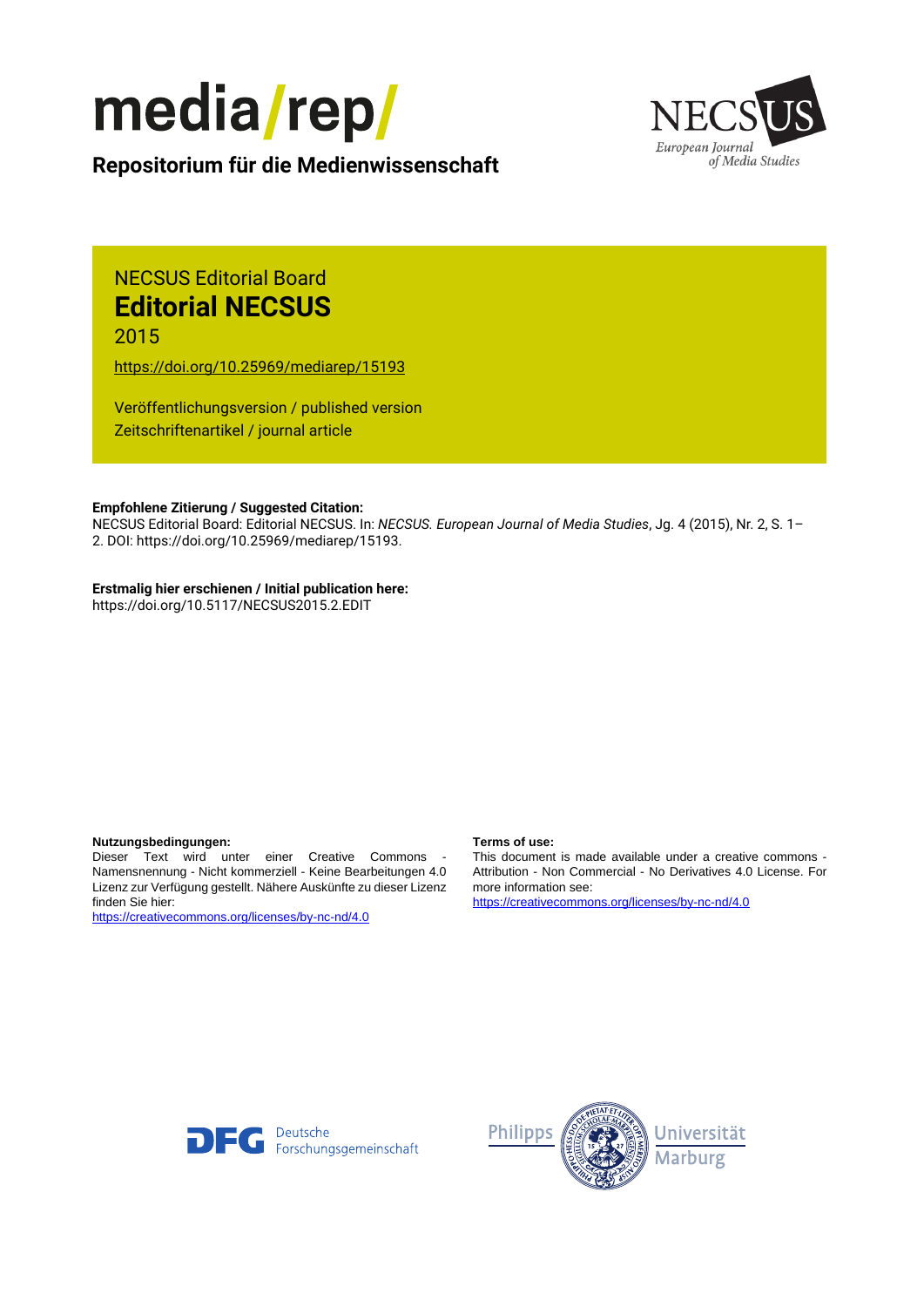media/rep/

**Repositorium für die Medienwissenschaft**

NECSUS Editorial Board

# Editorial NECSUS

2015

https://doi.org/10.25969/mediarep/15193

Veröffentlichungsversion / published version

Zeitschriftenartikel / journal article

**Empfohlene Zitierung / Suggested Citation:**

NECSUS Editorial Board: Editorial NECSUS. In: *NECSUS. European Journal of Media Studies*, Jg. 4 (2015), Nr. 2, S. 1–2. DOI: https://doi.org/10.25969/mediarep/15193.

**Erstmalig hier erschienen / Initial publication here:**

https://doi.org/10.5117/NECSUS2015.2.EDIT

**Nutzungsbedingungen:**

Dieser Text wird unter einer Creative Commons - Namensnennung - Nicht kommerziell - Keine Bearbeitungen 4.0 Lizenz zur Verfügung gestellt. Nähere Auskünfte zu dieser Lizenz finden Sie hier:

https://creativecommons.org/licenses/by-nc-nd/4.0

**Terms of use:**

This document is made available under a creative commons - Attribution - Non Commercial - No Derivatives 4.0 License. For more information see:

https://creativecommons.org/licenses/by-nc-nd/4.0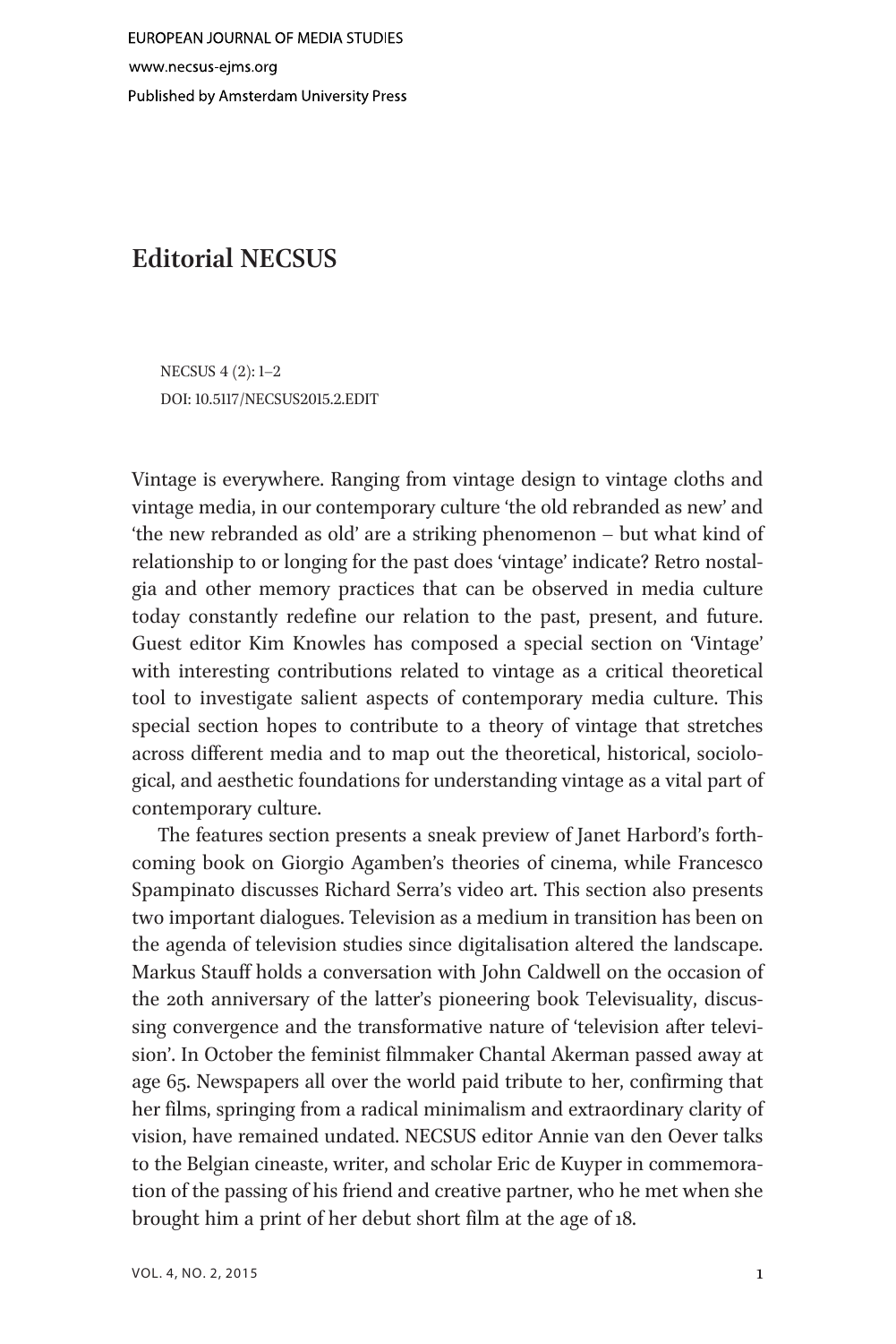# Editorial NECSUS

NECSUS 4 (2): 1–2
DOI: 10.5117/NECSUS2015.2.EDIT

Vintage is everywhere. Ranging from vintage design to vintage cloths and vintage media, in our contemporary culture 'the old rebranded as new' and 'the new rebranded as old' are a striking phenomenon – but what kind of relationship to or longing for the past does 'vintage' indicate? Retro nostalgia and other memory practices that can be observed in media culture today constantly redefine our relation to the past, present, and future. Guest editor Kim Knowles has composed a special section on 'Vintage' with interesting contributions related to vintage as a critical theoretical tool to investigate salient aspects of contemporary media culture. This special section hopes to contribute to a theory of vintage that stretches across different media and to map out the theoretical, historical, sociological, and aesthetic foundations for understanding vintage as a vital part of contemporary culture.

The features section presents a sneak preview of Janet Harbord's forthcoming book on Giorgio Agamben's theories of cinema, while Francesco Spampinato discusses Richard Serra's video art. This section also presents two important dialogues. Television as a medium in transition has been on the agenda of television studies since digitalisation altered the landscape. Markus Stauff holds a conversation with John Caldwell on the occasion of the 20th anniversary of the latter's pioneering book Televisuality, discussing convergence and the transformative nature of 'television after television'. In October the feminist filmmaker Chantal Akerman passed away at age 65. Newspapers all over the world paid tribute to her, confirming that her films, springing from a radical minimalism and extraordinary clarity of vision, have remained undated. NECSUS editor Annie van den Oever talks to the Belgian cineaste, writer, and scholar Eric de Kuyper in commemoration of the passing of his friend and creative partner, who he met when she brought him a print of her debut short film at the age of 18.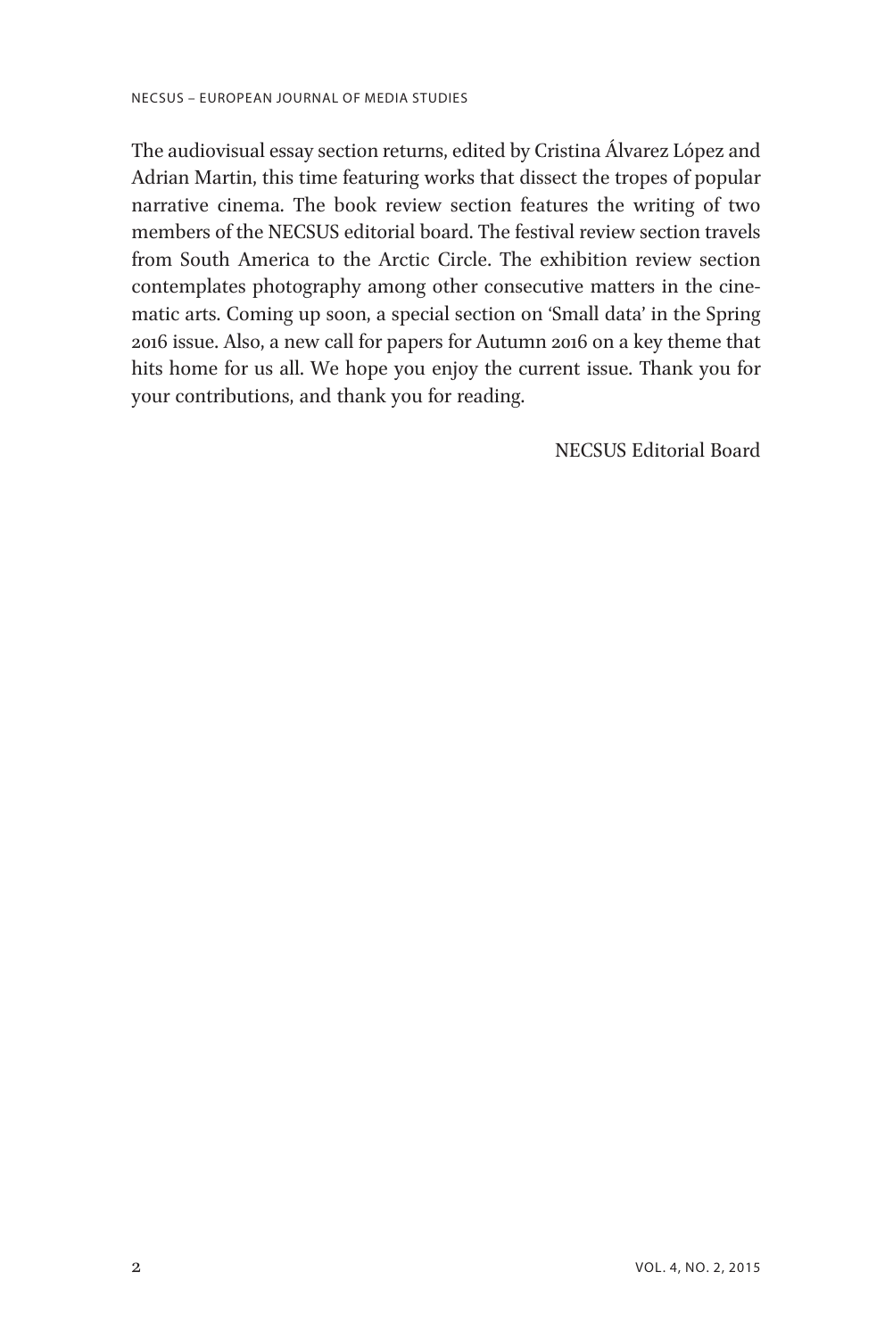The audiovisual essay section returns, edited by Cristina Álvarez López and Adrian Martin, this time featuring works that dissect the tropes of popular narrative cinema. The book review section features the writing of two members of the NECSUS editorial board. The festival review section travels from South America to the Arctic Circle. The exhibition review section contemplates photography among other consecutive matters in the cinematic arts. Coming up soon, a special section on 'Small data' in the Spring 2016 issue. Also, a new call for papers for Autumn 2016 on a key theme that hits home for us all. We hope you enjoy the current issue. Thank you for your contributions, and thank you for reading.

NECSUS Editorial Board